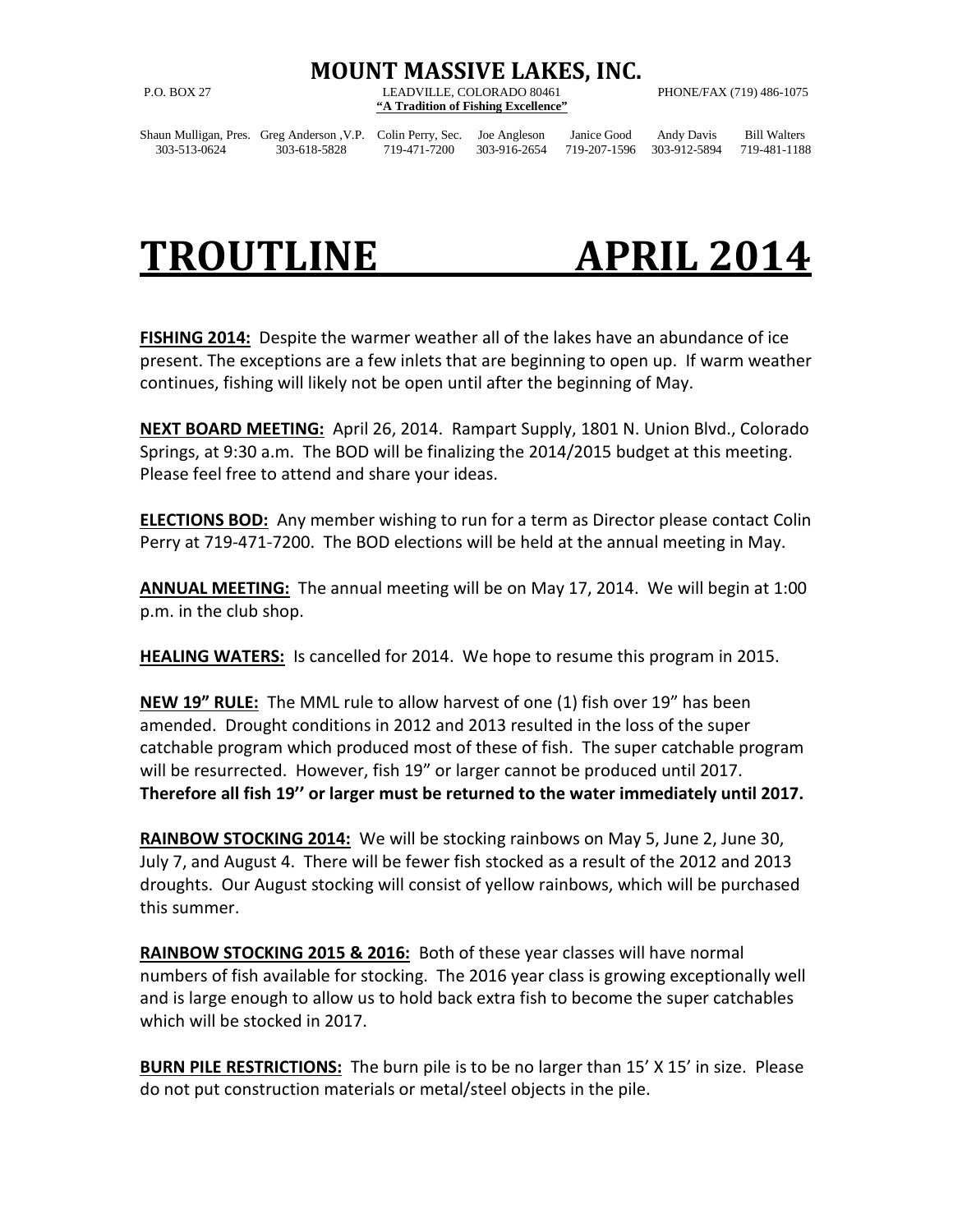# MOUNT MASSIVE LAKES, INC.

P.O. BOX 27 LEADVILLE, COLORADO 80461 PHONE/FAX (719) 486-1075

**"A Tradition of Fishing Excellence"**

| Shaun Mulligan, Pres. | Greg Anderson ,V.P. | Colin Perry, Sec. | Joe Angleson | Janice Good | Andy Davis | Bill Walters |
|---|---|---|---|---|---|---|
| 303-513-0624 | 303-618-5828 | 719-471-7200 | 303-916-2654 | 719-207-1596 | 303-912-5894 | 719-481-1188 |

# TROUTLINE APRIL 2014

**FISHING 2014:** Despite the warmer weather all of the lakes have an abundance of ice present. The exceptions are a few inlets that are beginning to open up. If warm weather continues, fishing will likely not be open until after the beginning of May.

**NEXT BOARD MEETING:** April 26, 2014. Rampart Supply, 1801 N. Union Blvd., Colorado Springs, at 9:30 a.m. The BOD will be finalizing the 2014/2015 budget at this meeting. Please feel free to attend and share your ideas.

**ELECTIONS BOD:** Any member wishing to run for a term as Director please contact Colin Perry at 719-471-7200. The BOD elections will be held at the annual meeting in May.

**ANNUAL MEETING:** The annual meeting will be on May 17, 2014. We will begin at 1:00 p.m. in the club shop.

**HEALING WATERS:** Is cancelled for 2014. We hope to resume this program in 2015.

**NEW 19" RULE:** The MML rule to allow harvest of one (1) fish over 19" has been amended. Drought conditions in 2012 and 2013 resulted in the loss of the super catchable program which produced most of these of fish. The super catchable program will be resurrected. However, fish 19" or larger cannot be produced until 2017. **Therefore all fish 19'' or larger must be returned to the water immediately until 2017.**

**RAINBOW STOCKING 2014:** We will be stocking rainbows on May 5, June 2, June 30, July 7, and August 4. There will be fewer fish stocked as a result of the 2012 and 2013 droughts. Our August stocking will consist of yellow rainbows, which will be purchased this summer.

**RAINBOW STOCKING 2015 & 2016:** Both of these year classes will have normal numbers of fish available for stocking. The 2016 year class is growing exceptionally well and is large enough to allow us to hold back extra fish to become the super catchables which will be stocked in 2017.

**BURN PILE RESTRICTIONS:** The burn pile is to be no larger than 15' X 15' in size. Please do not put construction materials or metal/steel objects in the pile.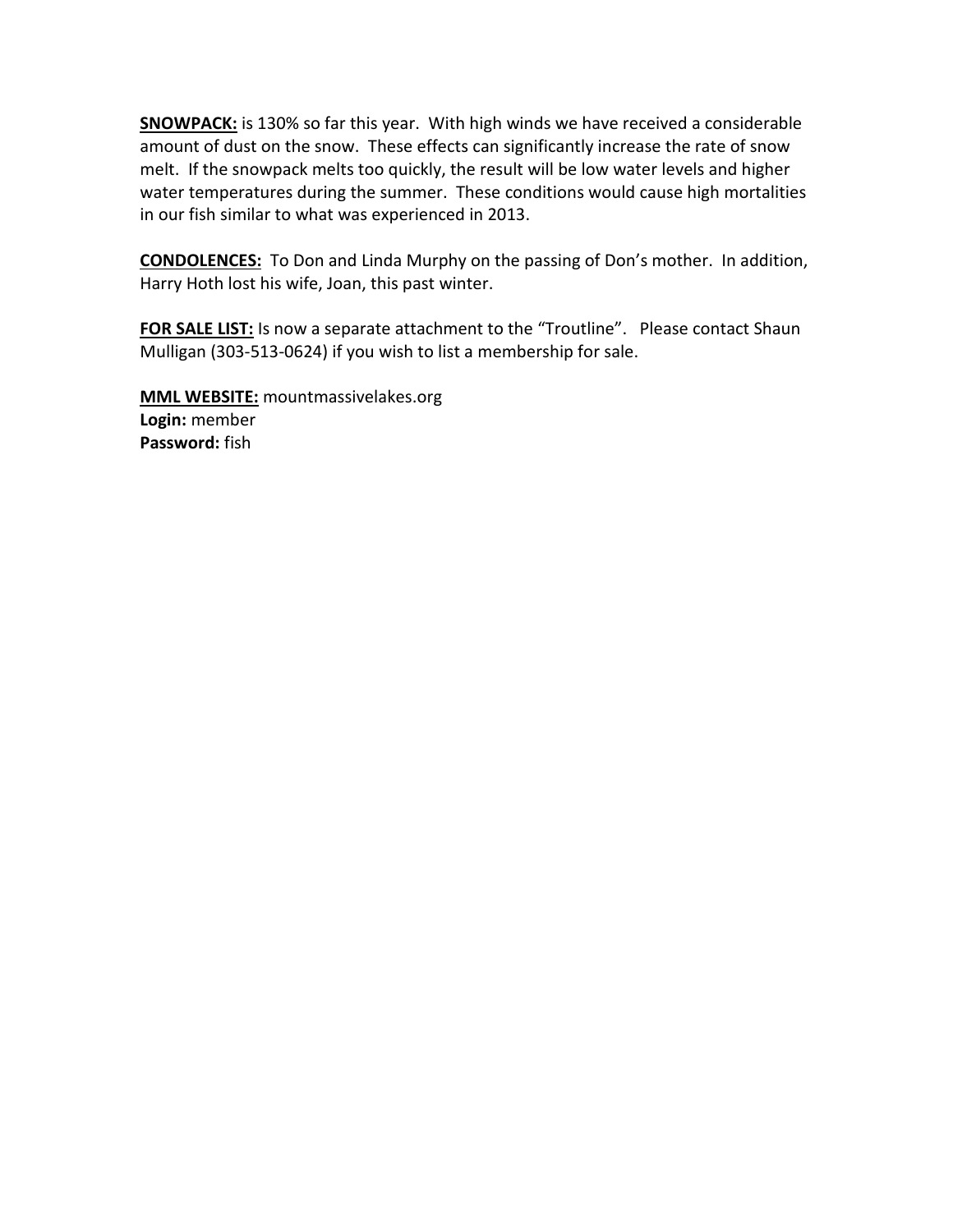**<u>SNOWPACK:</u>** is 130% so far this year. With high winds we have received a considerable amount of dust on the snow. These effects can significantly increase the rate of snow melt. If the snowpack melts too quickly, the result will be low water levels and higher water temperatures during the summer. These conditions would cause high mortalities in our fish similar to what was experienced in 2013.

**<u>CONDOLENCES:</u>** To Don and Linda Murphy on the passing of Don's mother. In addition, Harry Hoth lost his wife, Joan, this past winter.

**<u>FOR SALE LIST:</u>** Is now a separate attachment to the "Troutline". Please contact Shaun Mulligan (303-513-0624) if you wish to list a membership for sale.

**<u>MML WEBSITE:</u>** mountmassivelakes.org
**Login:** member
**Password:** fish